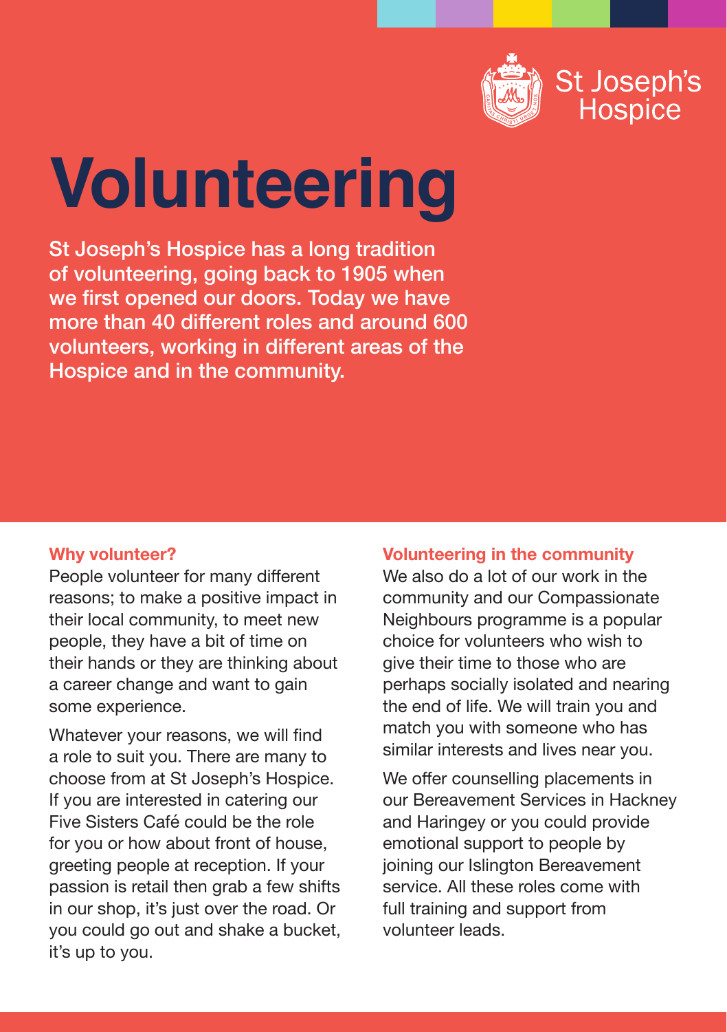St Joseph's Hospice

# Volunteering

**St Joseph's Hospice has a long tradition of volunteering, going back to 1905 when we first opened our doors. Today we have more than 40 different roles and around 600 volunteers, working in different areas of the Hospice and in the community.**

### Why volunteer?

People volunteer for many different reasons; to make a positive impact in their local community, to meet new people, they have a bit of time on their hands or they are thinking about a career change and want to gain some experience.

Whatever your reasons, we will find a role to suit you. There are many to choose from at St Joseph's Hospice. If you are interested in catering our Five Sisters Café could be the role for you or how about front of house, greeting people at reception. If your passion is retail then grab a few shifts in our shop, it's just over the road. Or you could go out and shake a bucket, it's up to you.

### Volunteering in the community

We also do a lot of our work in the community and our Compassionate Neighbours programme is a popular choice for volunteers who wish to give their time to those who are perhaps socially isolated and nearing the end of life. We will train you and match you with someone who has similar interests and lives near you.

We offer counselling placements in our Bereavement Services in Hackney and Haringey or you could provide emotional support to people by joining our Islington Bereavement service. All these roles come with full training and support from volunteer leads.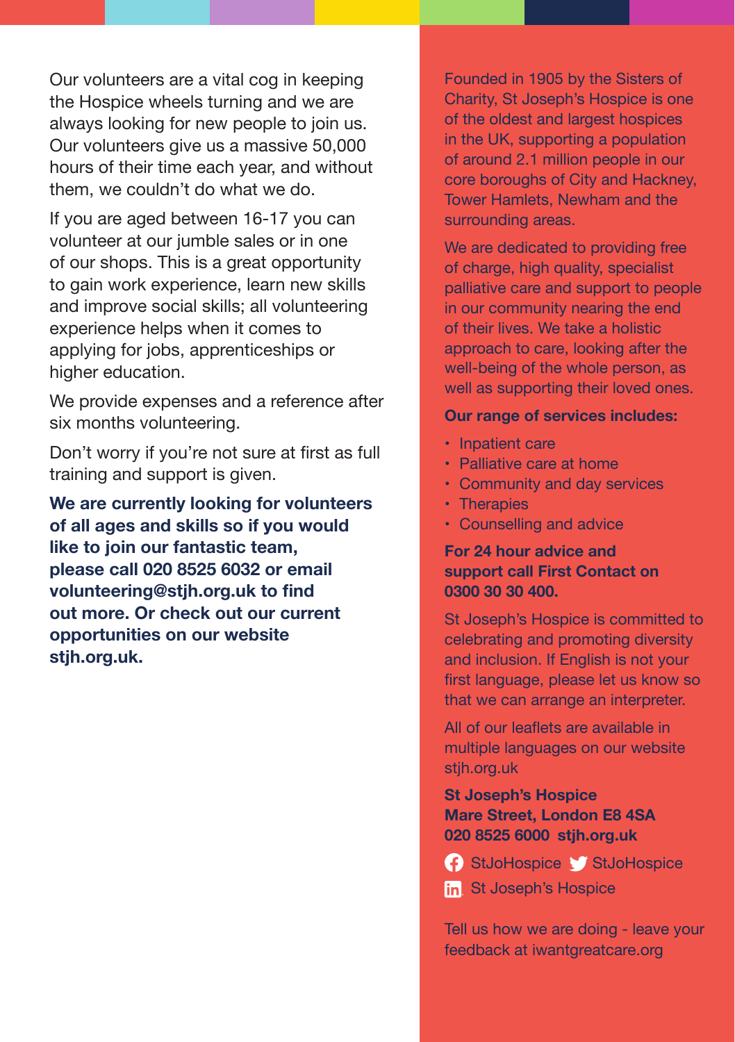Our volunteers are a vital cog in keeping the Hospice wheels turning and we are always looking for new people to join us. Our volunteers give us a massive 50,000 hours of their time each year, and without them, we couldn't do what we do.

If you are aged between 16-17 you can volunteer at our jumble sales or in one of our shops. This is a great opportunity to gain work experience, learn new skills and improve social skills; all volunteering experience helps when it comes to applying for jobs, apprenticeships or higher education.

We provide expenses and a reference after six months volunteering.

Don't worry if you're not sure at first as full training and support is given.

**We are currently looking for volunteers of all ages and skills so if you would like to join our fantastic team, please call 020 8525 6032 or email volunteering@stjh.org.uk to find out more. Or check out our current opportunities on our website stjh.org.uk.**

Founded in 1905 by the Sisters of Charity, St Joseph's Hospice is one of the oldest and largest hospices in the UK, supporting a population of around 2.1 million people in our core boroughs of City and Hackney, Tower Hamlets, Newham and the surrounding areas.

We are dedicated to providing free of charge, high quality, specialist palliative care and support to people in our community nearing the end of their lives. We take a holistic approach to care, looking after the well-being of the whole person, as well as supporting their loved ones.

**Our range of services includes:**

- Inpatient care
- Palliative care at home
- Community and day services
- Therapies
- Counselling and advice

**For 24 hour advice and support call First Contact on 0300 30 30 400.**

St Joseph's Hospice is committed to celebrating and promoting diversity and inclusion. If English is not your first language, please let us know so that we can arrange an interpreter.

All of our leaflets are available in multiple languages on our website stjh.org.uk

**St Joseph's Hospice**
**Mare Street, London E8 4SA**
**020 8525 6000 stjh.org.uk**

StJoHospice StJoHospice

St Joseph's Hospice

Tell us how we are doing - leave your feedback at iwantgreatcare.org